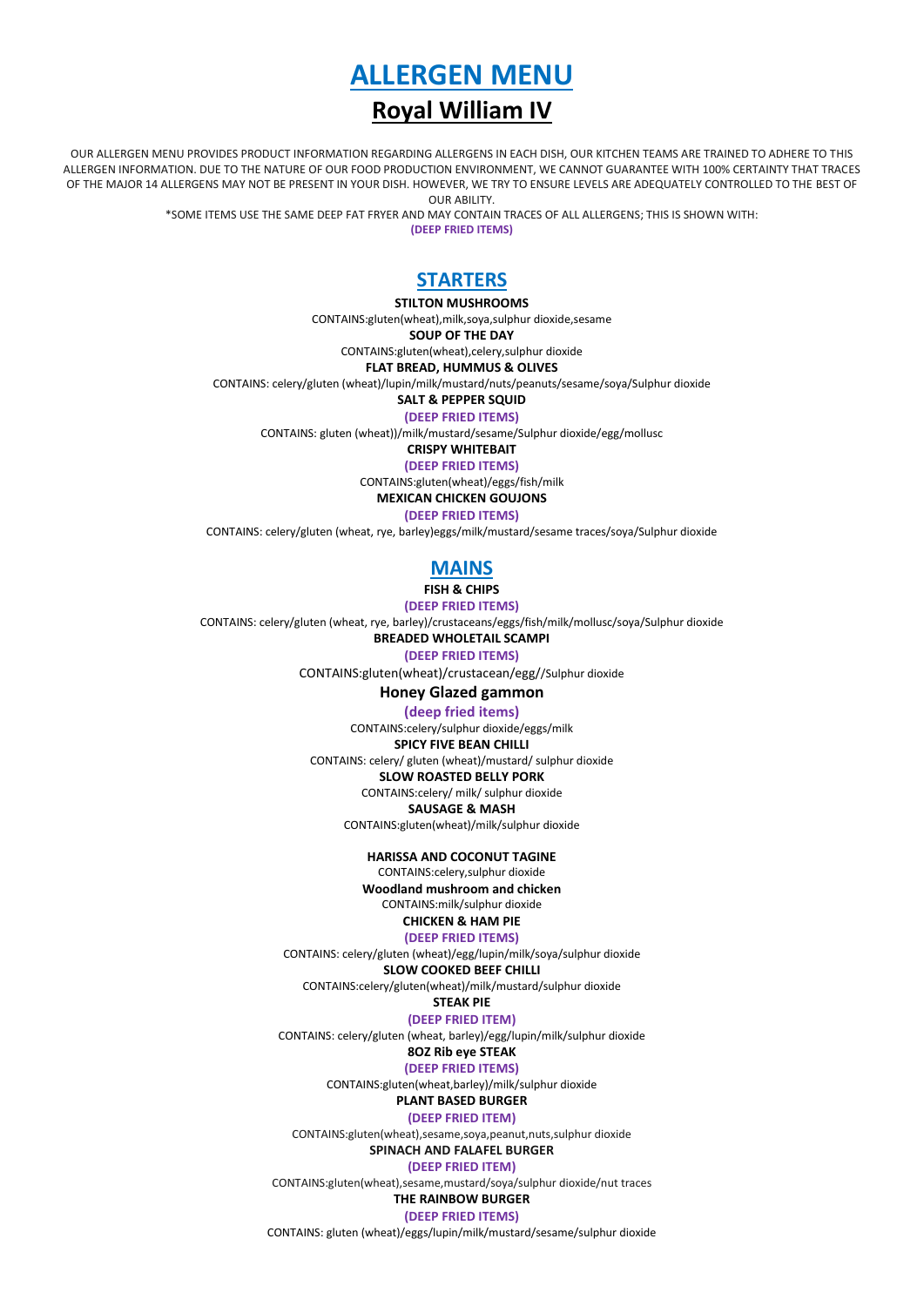# ALLERGEN MENU

## Royal William IV

OUR ALLERGEN MENU PROVIDES PRODUCT INFORMATION REGARDING ALLERGENS IN EACH DISH, OUR KITCHEN TEAMS ARE TRAINED TO ADHERE TO THIS ALLERGEN INFORMATION. DUE TO THE NATURE OF OUR FOOD PRODUCTION ENVIRONMENT, WE CANNOT GUARANTEE WITH 100% CERTAINTY THAT TRACES OF THE MAJOR 14 ALLERGENS MAY NOT BE PRESENT IN YOUR DISH. HOWEVER, WE TRY TO ENSURE LEVELS ARE ADEQUATELY CONTROLLED TO THE BEST OF OUR ABILITY.

*SOME ITEMS USE THE SAME DEEP FAT FRYER AND MAY CONTAIN TRACES OF ALL ALLERGENS; THIS IS SHOWN WITH:

**(DEEP FRIED ITEMS)**

## STARTERS

**STILTON MUSHROOMS**

CONTAINS:gluten(wheat),milk,soya,sulphur dioxide,sesame

**SOUP OF THE DAY**

CONTAINS:gluten(wheat),celery,sulphur dioxide

**FLAT BREAD, HUMMUS & OLIVES**

CONTAINS: celery/gluten (wheat)/lupin/milk/mustard/nuts/peanuts/sesame/soya/Sulphur dioxide

**SALT & PEPPER SQUID**

**(DEEP FRIED ITEMS)**

CONTAINS: gluten (wheat))/milk/mustard/sesame/Sulphur dioxide/egg/mollusc

**CRISPY WHITEBAIT**

**(DEEP FRIED ITEMS)**

CONTAINS:gluten(wheat)/eggs/fish/milk

**MEXICAN CHICKEN GOUJONS**

**(DEEP FRIED ITEMS)**

CONTAINS: celery/gluten (wheat, rye, barley)eggs/milk/mustard/sesame traces/soya/Sulphur dioxide

## MAINS

**FISH & CHIPS**

**(DEEP FRIED ITEMS)**

CONTAINS: celery/gluten (wheat, rye, barley)/crustaceans/eggs/fish/milk/mollusc/soya/Sulphur dioxide

**BREADED WHOLETAIL SCAMPI**

**(DEEP FRIED ITEMS)**

CONTAINS:gluten(wheat)/crustacean/egg//Sulphur dioxide

**Honey Glazed gammon**

**(deep fried items)**

CONTAINS:celery/sulphur dioxide/eggs/milk

**SPICY FIVE BEAN CHILLI**

CONTAINS: celery/ gluten (wheat)/mustard/ sulphur dioxide

**SLOW ROASTED BELLY PORK**

CONTAINS:celery/ milk/ sulphur dioxide

**SAUSAGE & MASH**

CONTAINS:gluten(wheat)/milk/sulphur dioxide

**HARISSA AND COCONUT TAGINE**

CONTAINS:celery,sulphur dioxide

**Woodland mushroom and chicken**

CONTAINS:milk/sulphur dioxide

**CHICKEN & HAM PIE**

**(DEEP FRIED ITEMS)**

CONTAINS: celery/gluten (wheat)/egg/lupin/milk/soya/sulphur dioxide

**SLOW COOKED BEEF CHILLI**

CONTAINS:celery/gluten(wheat)/milk/mustard/sulphur dioxide

**STEAK PIE**

**(DEEP FRIED ITEM)**

CONTAINS: celery/gluten (wheat, barley)/egg/lupin/milk/sulphur dioxide

**8OZ Rib eye STEAK**

**(DEEP FRIED ITEMS)**

CONTAINS:gluten(wheat,barley)/milk/sulphur dioxide

**PLANT BASED BURGER**

**(DEEP FRIED ITEM)**

CONTAINS:gluten(wheat),sesame,soya,peanut,nuts,sulphur dioxide

**SPINACH AND FALAFEL BURGER**

**(DEEP FRIED ITEM)**

CONTAINS:gluten(wheat),sesame,mustard/soya/sulphur dioxide/nut traces

**THE RAINBOW BURGER**

**(DEEP FRIED ITEMS)**

CONTAINS: gluten (wheat)/eggs/lupin/milk/mustard/sesame/sulphur dioxide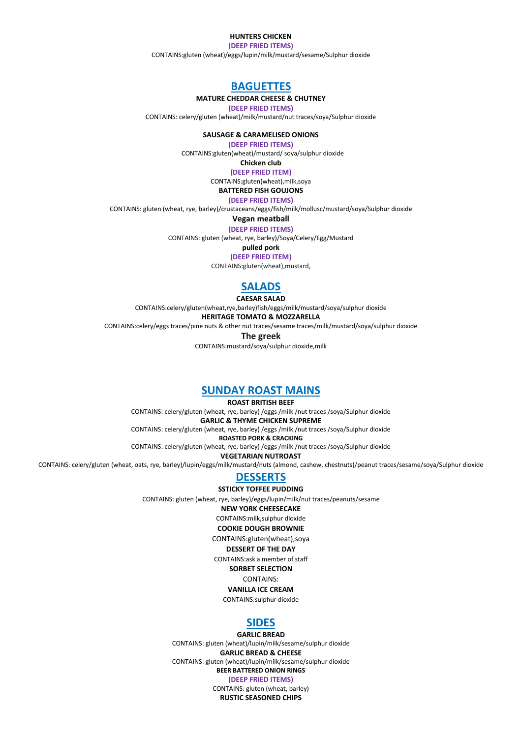**HUNTERS CHICKEN**

**(DEEP FRIED ITEMS)**

CONTAINS:gluten (wheat)/eggs/lupin/milk/mustard/sesame/Sulphur dioxide

## BAGUETTES

**MATURE CHEDDAR CHEESE & CHUTNEY**

**(DEEP FRIED ITEMS)**

CONTAINS: celery/gluten (wheat)/milk/mustard/nut traces/soya/Sulphur dioxide

**SAUSAGE & CARAMELISED ONIONS**

**(DEEP FRIED ITEMS)**

CONTAINS:gluten(wheat)/mustard/ soya/sulphur dioxide

**Chicken club**

**(DEEP FRIED ITEM)**

CONTAINS:gluten(wheat),milk,soya

**BATTERED FISH GOUJONS**

**(DEEP FRIED ITEMS)**

CONTAINS: gluten (wheat, rye, barley)/crustaceans/eggs/fish/milk/mollusc/mustard/soya/Sulphur dioxide

**Vegan meatball**

**(DEEP FRIED ITEMS)**

CONTAINS: gluten (wheat, rye, barley)/Soya/Celery/Egg/Mustard

**pulled pork**

**(DEEP FRIED ITEM)**

CONTAINS:gluten(wheat),mustard,

## SALADS

**CAESAR SALAD**

CONTAINS:celery/gluten(wheat,rye,barley)fish/eggs/milk/mustard/soya/sulphur dioxide

**HERITAGE TOMATO & MOZZARELLA**

CONTAINS:celery/eggs traces/pine nuts & other nut traces/sesame traces/milk/mustard/soya/sulphur dioxide

**The greek**

CONTAINS:mustard/soya/sulphur dioxide,milk

## SUNDAY ROAST MAINS

**ROAST BRITISH BEEF**

CONTAINS: celery/gluten (wheat, rye, barley) /eggs /milk /nut traces /soya/Sulphur dioxide

**GARLIC & THYME CHICKEN SUPREME**

CONTAINS: celery/gluten (wheat, rye, barley) /eggs /milk /nut traces /soya/Sulphur dioxide

**ROASTED PORK & CRACKING**

CONTAINS: celery/gluten (wheat, rye, barley) /eggs /milk /nut traces /soya/Sulphur dioxide

**VEGETARIAN NUTROAST**

CONTAINS: celery/gluten (wheat, oats, rye, barley)/lupin/eggs/milk/mustard/nuts (almond, cashew, chestnuts)/peanut traces/sesame/soya/Sulphur dioxide

## DESSERTS

**SSTICKY TOFFEE PUDDING**

CONTAINS: gluten (wheat, rye, barley)/eggs/lupin/milk/nut traces/peanuts/sesame

**NEW YORK CHEESECAKE**

CONTAINS:milk,sulphur dioxide

**COOKIE DOUGH BROWNIE**

CONTAINS:gluten(wheat),soya

**DESSERT OF THE DAY**

CONTAINS:ask a member of staff

**SORBET SELECTION**

CONTAINS:

**VANILLA ICE CREAM**

CONTAINS:sulphur dioxide

## SIDES

**GARLIC BREAD**

CONTAINS: gluten (wheat)/lupin/milk/sesame/sulphur dioxide

**GARLIC BREAD & CHEESE**

CONTAINS: gluten (wheat)/lupin/milk/sesame/sulphur dioxide

**BEER BATTERED ONION RINGS**

**(DEEP FRIED ITEMS)**

CONTAINS: gluten (wheat, barley)

**RUSTIC SEASONED CHIPS**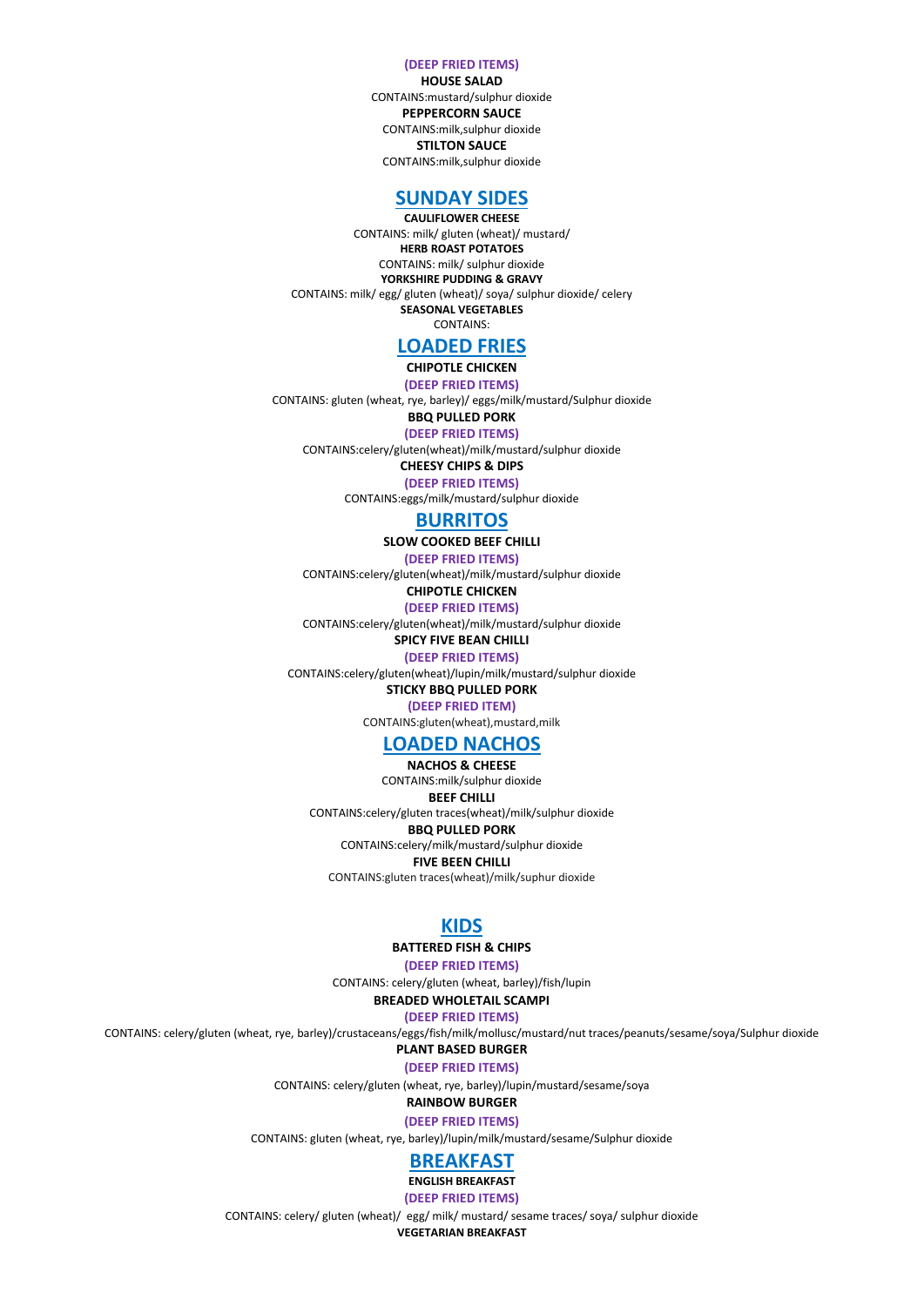**(DEEP FRIED ITEMS)**

**HOUSE SALAD**

CONTAINS:mustard/sulphur dioxide

**PEPPERCORN SAUCE**

CONTAINS:milk,sulphur dioxide

**STILTON SAUCE**

CONTAINS:milk,sulphur dioxide

## SUNDAY SIDES

**CAULIFLOWER CHEESE**

CONTAINS: milk/ gluten (wheat)/ mustard/

**HERB ROAST POTATOES**

CONTAINS: milk/ sulphur dioxide

**YORKSHIRE PUDDING & GRAVY**

CONTAINS: milk/ egg/ gluten (wheat)/ soya/ sulphur dioxide/ celery

**SEASONAL VEGETABLES**

CONTAINS:

## LOADED FRIES

**CHIPOTLE CHICKEN**

**(DEEP FRIED ITEMS)**

CONTAINS: gluten (wheat, rye, barley)/ eggs/milk/mustard/Sulphur dioxide

**BBQ PULLED PORK**

**(DEEP FRIED ITEMS)**

CONTAINS:celery/gluten(wheat)/milk/mustard/sulphur dioxide

**CHEESY CHIPS & DIPS**

**(DEEP FRIED ITEMS)**

CONTAINS:eggs/milk/mustard/sulphur dioxide

## BURRITOS

**SLOW COOKED BEEF CHILLI**

**(DEEP FRIED ITEMS)**

CONTAINS:celery/gluten(wheat)/milk/mustard/sulphur dioxide

**CHIPOTLE CHICKEN**

**(DEEP FRIED ITEMS)**

CONTAINS:celery/gluten(wheat)/milk/mustard/sulphur dioxide

**SPICY FIVE BEAN CHILLI**

**(DEEP FRIED ITEMS)**

CONTAINS:celery/gluten(wheat)/lupin/milk/mustard/sulphur dioxide

**STICKY BBQ PULLED PORK**

**(DEEP FRIED ITEM)**

CONTAINS:gluten(wheat),mustard,milk

## LOADED NACHOS

**NACHOS & CHEESE**

CONTAINS:milk/sulphur dioxide

**BEEF CHILLI**

CONTAINS:celery/gluten traces(wheat)/milk/sulphur dioxide

**BBQ PULLED PORK**

CONTAINS:celery/milk/mustard/sulphur dioxide

**FIVE BEEN CHILLI**

CONTAINS:gluten traces(wheat)/milk/suphur dioxide

## KIDS

**BATTERED FISH & CHIPS**

**(DEEP FRIED ITEMS)**

CONTAINS: celery/gluten (wheat, barley)/fish/lupin

**BREADED WHOLETAIL SCAMPI**

**(DEEP FRIED ITEMS)**

CONTAINS: celery/gluten (wheat, rye, barley)/crustaceans/eggs/fish/milk/mollusc/mustard/nut traces/peanuts/sesame/soya/Sulphur dioxide

**PLANT BASED BURGER**

**(DEEP FRIED ITEMS)**

CONTAINS: celery/gluten (wheat, rye, barley)/lupin/mustard/sesame/soya

**RAINBOW BURGER**

**(DEEP FRIED ITEMS)**

CONTAINS: gluten (wheat, rye, barley)/lupin/milk/mustard/sesame/Sulphur dioxide

## BREAKFAST

**ENGLISH BREAKFAST**

**(DEEP FRIED ITEMS)**

CONTAINS: celery/ gluten (wheat)/ egg/ milk/ mustard/ sesame traces/ soya/ sulphur dioxide

**VEGETARIAN BREAKFAST**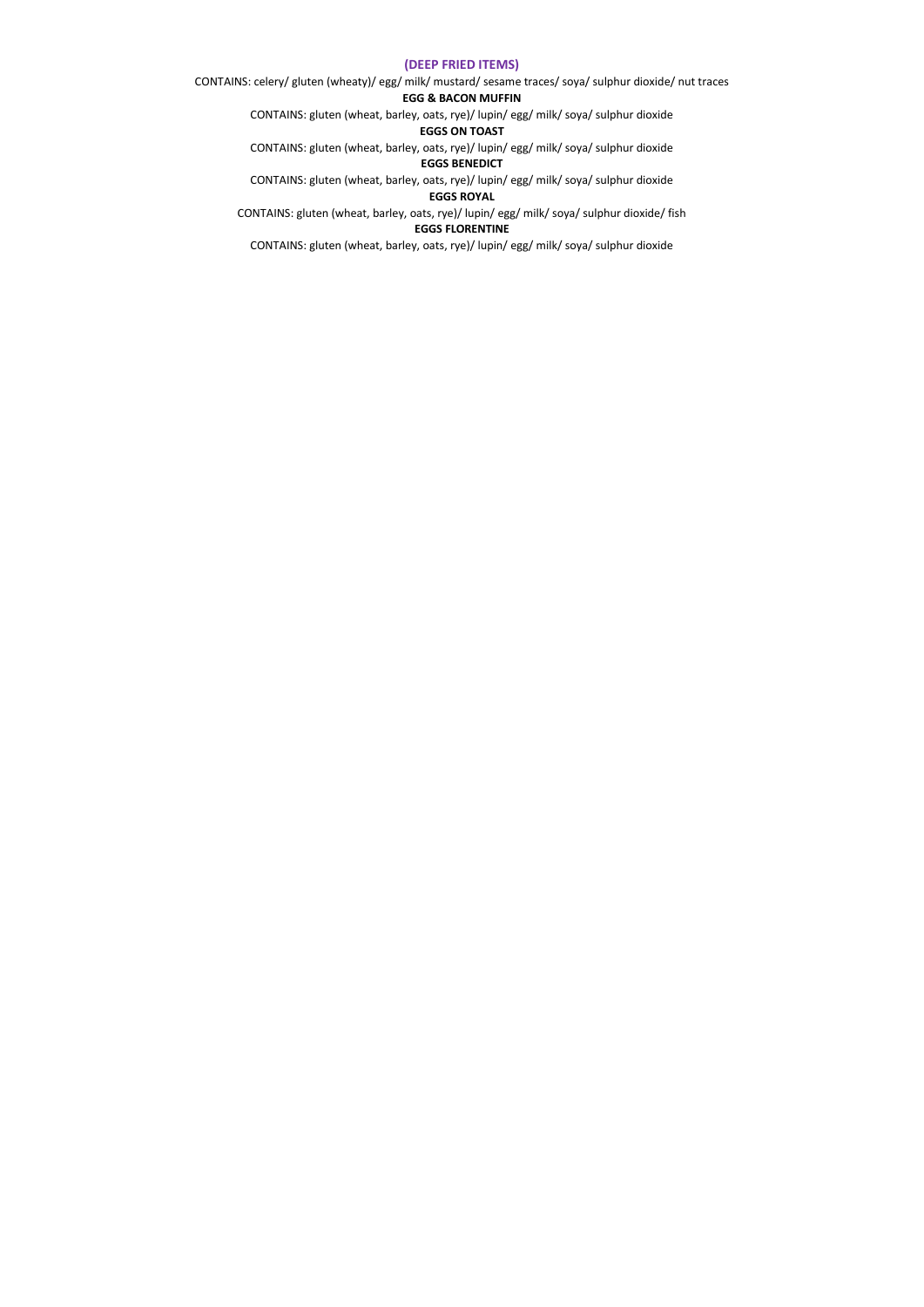**(DEEP FRIED ITEMS)**

CONTAINS: celery/ gluten (wheaty)/ egg/ milk/ mustard/ sesame traces/ soya/ sulphur dioxide/ nut traces

**EGG & BACON MUFFIN**

CONTAINS: gluten (wheat, barley, oats, rye)/ lupin/ egg/ milk/ soya/ sulphur dioxide

**EGGS ON TOAST**

CONTAINS: gluten (wheat, barley, oats, rye)/ lupin/ egg/ milk/ soya/ sulphur dioxide

**EGGS BENEDICT**

CONTAINS: gluten (wheat, barley, oats, rye)/ lupin/ egg/ milk/ soya/ sulphur dioxide

**EGGS ROYAL**

CONTAINS: gluten (wheat, barley, oats, rye)/ lupin/ egg/ milk/ soya/ sulphur dioxide/ fish

**EGGS FLORENTINE**

CONTAINS: gluten (wheat, barley, oats, rye)/ lupin/ egg/ milk/ soya/ sulphur dioxide